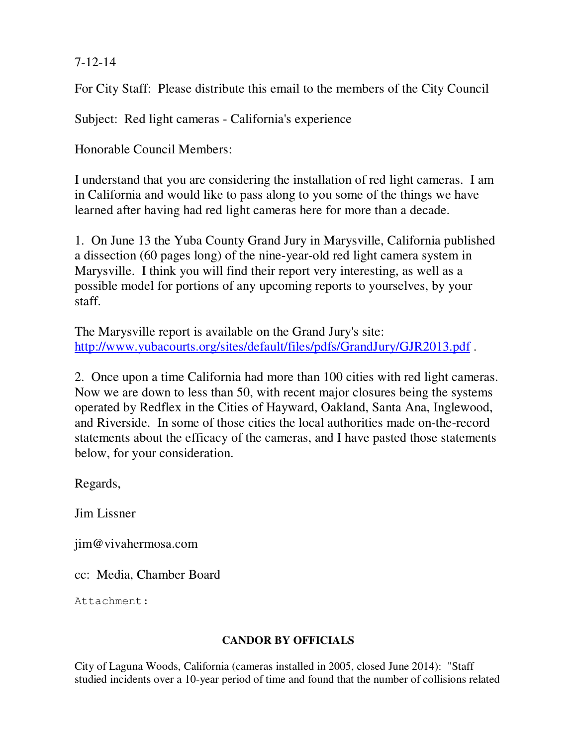7-12-14

For City Staff: Please distribute this email to the members of the City Council

Subject: Red light cameras - California's experience

Honorable Council Members:

I understand that you are considering the installation of red light cameras. I am in California and would like to pass along to you some of the things we have learned after having had red light cameras here for more than a decade.

1. On June 13 the Yuba County Grand Jury in Marysville, California published a dissection (60 pages long) of the nine-year-old red light camera system in Marysville. I think you will find their report very interesting, as well as a possible model for portions of any upcoming reports to yourselves, by your staff.

The Marysville report is available on the Grand Jury's site: [http://www.yubacourts.org/sites/default/files/pdfs/GrandJury/GJR2013.pdf](http://www.yubacourts.org/sites/default/files/pdfs/GrandJury/GJR2013.pdf) .

2. Once upon a time California had more than 100 cities with red light cameras. Now we are down to less than 50, with recent major closures being the systems operated by Redflex in the Cities of Hayward, Oakland, Santa Ana, Inglewood, and Riverside. In some of those cities the local authorities made on-the-record statements about the efficacy of the cameras, and I have pasted those statements below, for your consideration.

Regards,

Jim Lissner

jim@vivahermosa.com

cc: Media, Chamber Board

Attachment:

**CANDOR BY OFFICIALS**

City of Laguna Woods, California (cameras installed in 2005, closed June 2014): "Staff studied incidents over a 10-year period of time and found that the number of collisions related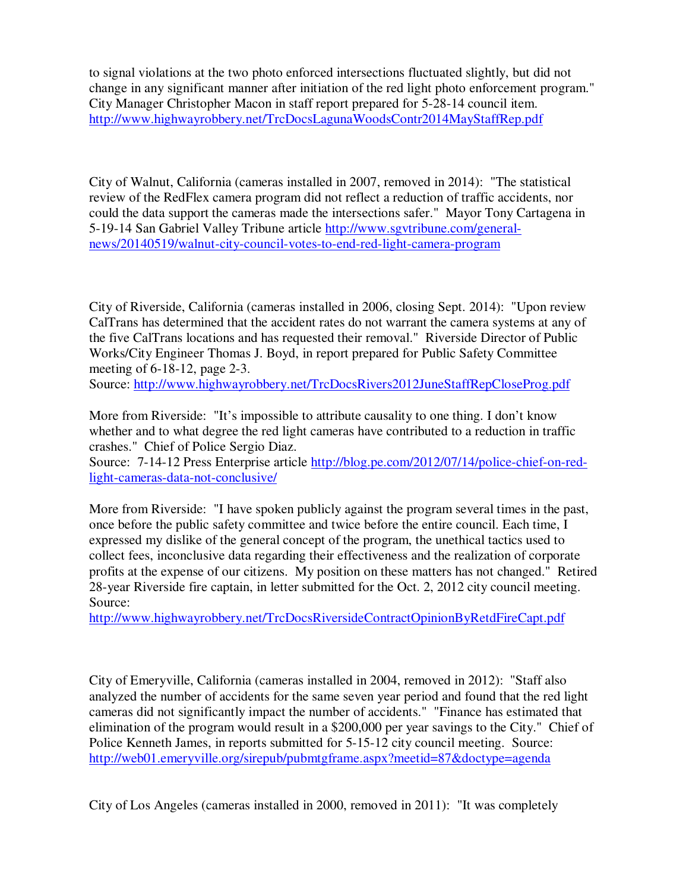to signal violations at the two photo enforced intersections fluctuated slightly, but did not change in any significant manner after initiation of the red light photo enforcement program." City Manager Christopher Macon in staff report prepared for 5-28-14 council item. http://www.highwayrobbery.net/TrcDocsLagunaWoodsContr2014MayStaffRep.pdf

City of Walnut, California (cameras installed in 2007, removed in 2014): "The statistical review of the RedFlex camera program did not reflect a reduction of traffic accidents, nor could the data support the cameras made the intersections safer." Mayor Tony Cartagena in 5-19-14 San Gabriel Valley Tribune article http://www.sgvtribune.com/general-news/20140519/walnut-city-council-votes-to-end-red-light-camera-program

City of Riverside, California (cameras installed in 2006, closing Sept. 2014): "Upon review CalTrans has determined that the accident rates do not warrant the camera systems at any of the five CalTrans locations and has requested their removal." Riverside Director of Public Works/City Engineer Thomas J. Boyd, in report prepared for Public Safety Committee meeting of 6-18-12, page 2-3.
Source: http://www.highwayrobbery.net/TrcDocsRivers2012JuneStaffRepCloseProg.pdf

More from Riverside: "It's impossible to attribute causality to one thing. I don't know whether and to what degree the red light cameras have contributed to a reduction in traffic crashes." Chief of Police Sergio Diaz.
Source: 7-14-12 Press Enterprise article http://blog.pe.com/2012/07/14/police-chief-on-red-light-cameras-data-not-conclusive/

More from Riverside: "I have spoken publicly against the program several times in the past, once before the public safety committee and twice before the entire council. Each time, I expressed my dislike of the general concept of the program, the unethical tactics used to collect fees, inconclusive data regarding their effectiveness and the realization of corporate profits at the expense of our citizens. My position on these matters has not changed." Retired 28-year Riverside fire captain, in letter submitted for the Oct. 2, 2012 city council meeting.
Source:
http://www.highwayrobbery.net/TrcDocsRiversideContractOpinionByRetdFireCapt.pdf

City of Emeryville, California (cameras installed in 2004, removed in 2012): "Staff also analyzed the number of accidents for the same seven year period and found that the red light cameras did not significantly impact the number of accidents." "Finance has estimated that elimination of the program would result in a $200,000 per year savings to the City." Chief of Police Kenneth James, in reports submitted for 5-15-12 city council meeting. Source: http://web01.emeryville.org/sirepub/pubmtgframe.aspx?meetid=87&doctype=agenda

City of Los Angeles (cameras installed in 2000, removed in 2011): "It was completely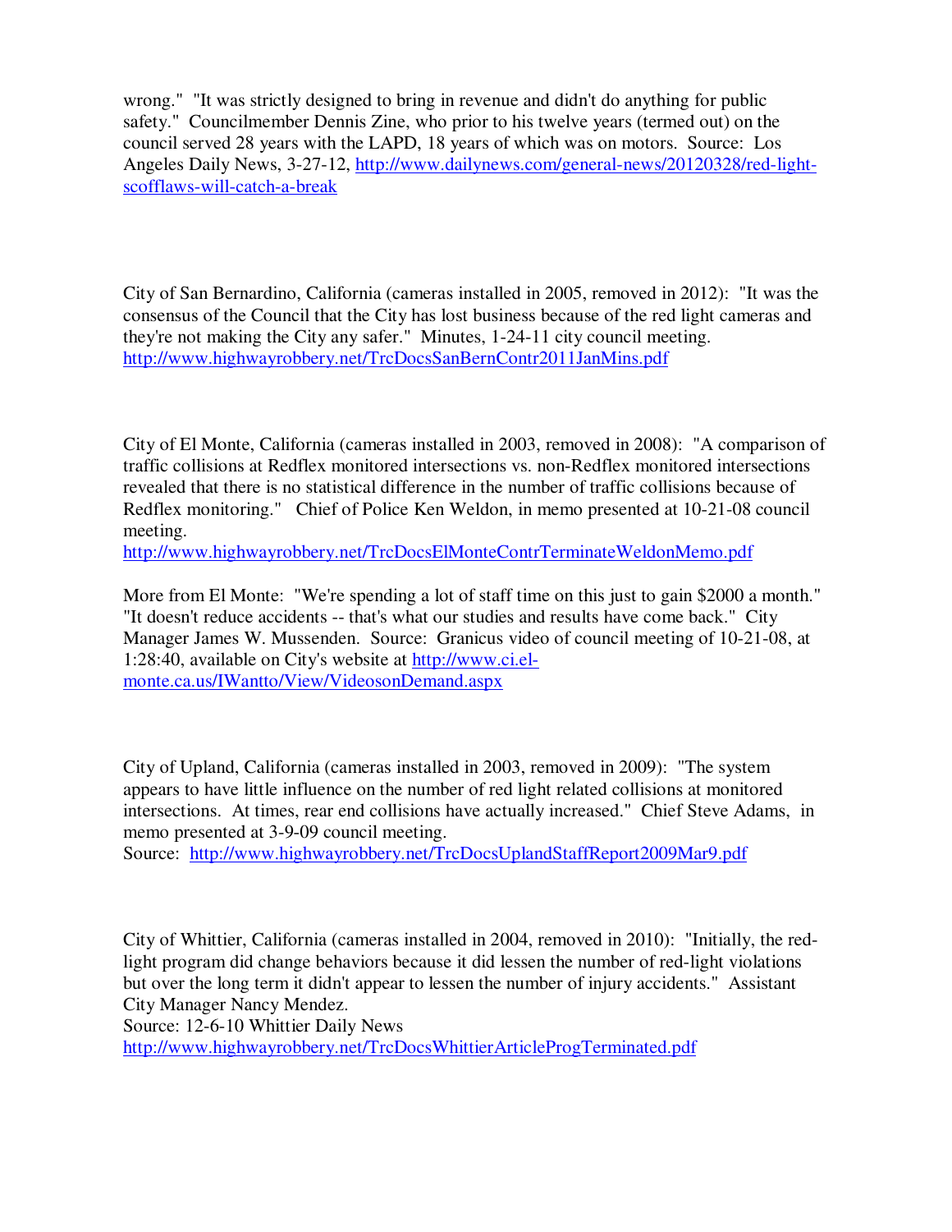wrong." "It was strictly designed to bring in revenue and didn't do anything for public safety." Councilmember Dennis Zine, who prior to his twelve years (termed out) on the council served 28 years with the LAPD, 18 years of which was on motors. Source: Los Angeles Daily News, 3-27-12, http://www.dailynews.com/general-news/20120328/red-light-scofflaws-will-catch-a-break

City of San Bernardino, California (cameras installed in 2005, removed in 2012): "It was the consensus of the Council that the City has lost business because of the red light cameras and they're not making the City any safer." Minutes, 1-24-11 city council meeting. http://www.highwayrobbery.net/TrcDocsSanBernContr2011JanMins.pdf

City of El Monte, California (cameras installed in 2003, removed in 2008): "A comparison of traffic collisions at Redflex monitored intersections vs. non-Redflex monitored intersections revealed that there is no statistical difference in the number of traffic collisions because of Redflex monitoring." Chief of Police Ken Weldon, in memo presented at 10-21-08 council meeting.
http://www.highwayrobbery.net/TrcDocsElMonteContrTerminateWeldonMemo.pdf

More from El Monte: "We're spending a lot of staff time on this just to gain $2000 a month." "It doesn't reduce accidents -- that's what our studies and results have come back." City Manager James W. Mussenden. Source: Granicus video of council meeting of 10-21-08, at 1:28:40, available on City's website at http://www.ci.el-monte.ca.us/IWantto/View/VideosonDemand.aspx

City of Upland, California (cameras installed in 2003, removed in 2009): "The system appears to have little influence on the number of red light related collisions at monitored intersections. At times, rear end collisions have actually increased." Chief Steve Adams, in memo presented at 3-9-09 council meeting.
Source: http://www.highwayrobbery.net/TrcDocsUplandStaffReport2009Mar9.pdf

City of Whittier, California (cameras installed in 2004, removed in 2010): "Initially, the red-light program did change behaviors because it did lessen the number of red-light violations but over the long term it didn't appear to lessen the number of injury accidents." Assistant City Manager Nancy Mendez.
Source: 12-6-10 Whittier Daily News
http://www.highwayrobbery.net/TrcDocsWhittierArticleProgTerminated.pdf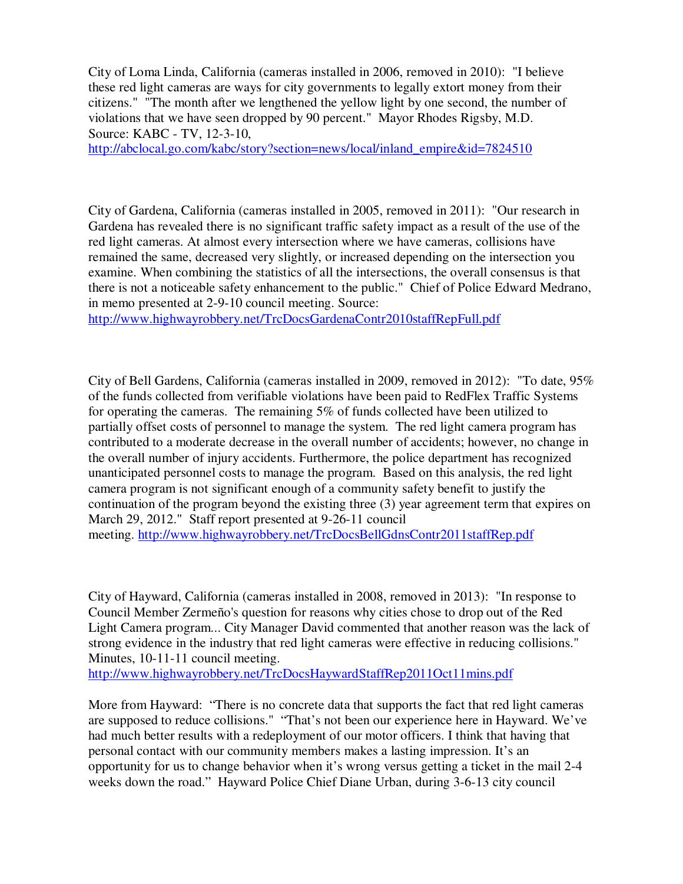City of Loma Linda, California (cameras installed in 2006, removed in 2010): "I believe these red light cameras are ways for city governments to legally extort money from their citizens." "The month after we lengthened the yellow light by one second, the number of violations that we have seen dropped by 90 percent." Mayor Rhodes Rigsby, M.D. Source: KABC - TV, 12-3-10, [http://abclocal.go.com/kabc/story?section=news/local/inland_empire&id=7824510](http://abclocal.go.com/kabc/story?section=news/local/inland_empire&id=7824510)

City of Gardena, California (cameras installed in 2005, removed in 2011): "Our research in Gardena has revealed there is no significant traffic safety impact as a result of the use of the red light cameras. At almost every intersection where we have cameras, collisions have remained the same, decreased very slightly, or increased depending on the intersection you examine. When combining the statistics of all the intersections, the overall consensus is that there is not a noticeable safety enhancement to the public." Chief of Police Edward Medrano, in memo presented at 2-9-10 council meeting. Source: [http://www.highwayrobbery.net/TrcDocsGardenaContr2010staffRepFull.pdf](http://www.highwayrobbery.net/TrcDocsGardenaContr2010staffRepFull.pdf)

City of Bell Gardens, California (cameras installed in 2009, removed in 2012): "To date, 95% of the funds collected from verifiable violations have been paid to RedFlex Traffic Systems for operating the cameras. The remaining 5% of funds collected have been utilized to partially offset costs of personnel to manage the system. The red light camera program has contributed to a moderate decrease in the overall number of accidents; however, no change in the overall number of injury accidents. Furthermore, the police department has recognized unanticipated personnel costs to manage the program. Based on this analysis, the red light camera program is not significant enough of a community safety benefit to justify the continuation of the program beyond the existing three (3) year agreement term that expires on March 29, 2012." Staff report presented at 9-26-11 council meeting. [http://www.highwayrobbery.net/TrcDocsBellGdnsContr2011staffRep.pdf](http://www.highwayrobbery.net/TrcDocsBellGdnsContr2011staffRep.pdf)

City of Hayward, California (cameras installed in 2008, removed in 2013): "In response to Council Member Zermeño's question for reasons why cities chose to drop out of the Red Light Camera program... City Manager David commented that another reason was the lack of strong evidence in the industry that red light cameras were effective in reducing collisions." Minutes, 10-11-11 council meeting. [http://www.highwayrobbery.net/TrcDocsHaywardStaffRep2011Oct11mins.pdf](http://www.highwayrobbery.net/TrcDocsHaywardStaffRep2011Oct11mins.pdf)

More from Hayward: "There is no concrete data that supports the fact that red light cameras are supposed to reduce collisions." "That's not been our experience here in Hayward. We've had much better results with a redeployment of our motor officers. I think that having that personal contact with our community members makes a lasting impression. It's an opportunity for us to change behavior when it's wrong versus getting a ticket in the mail 2-4 weeks down the road." Hayward Police Chief Diane Urban, during 3-6-13 city council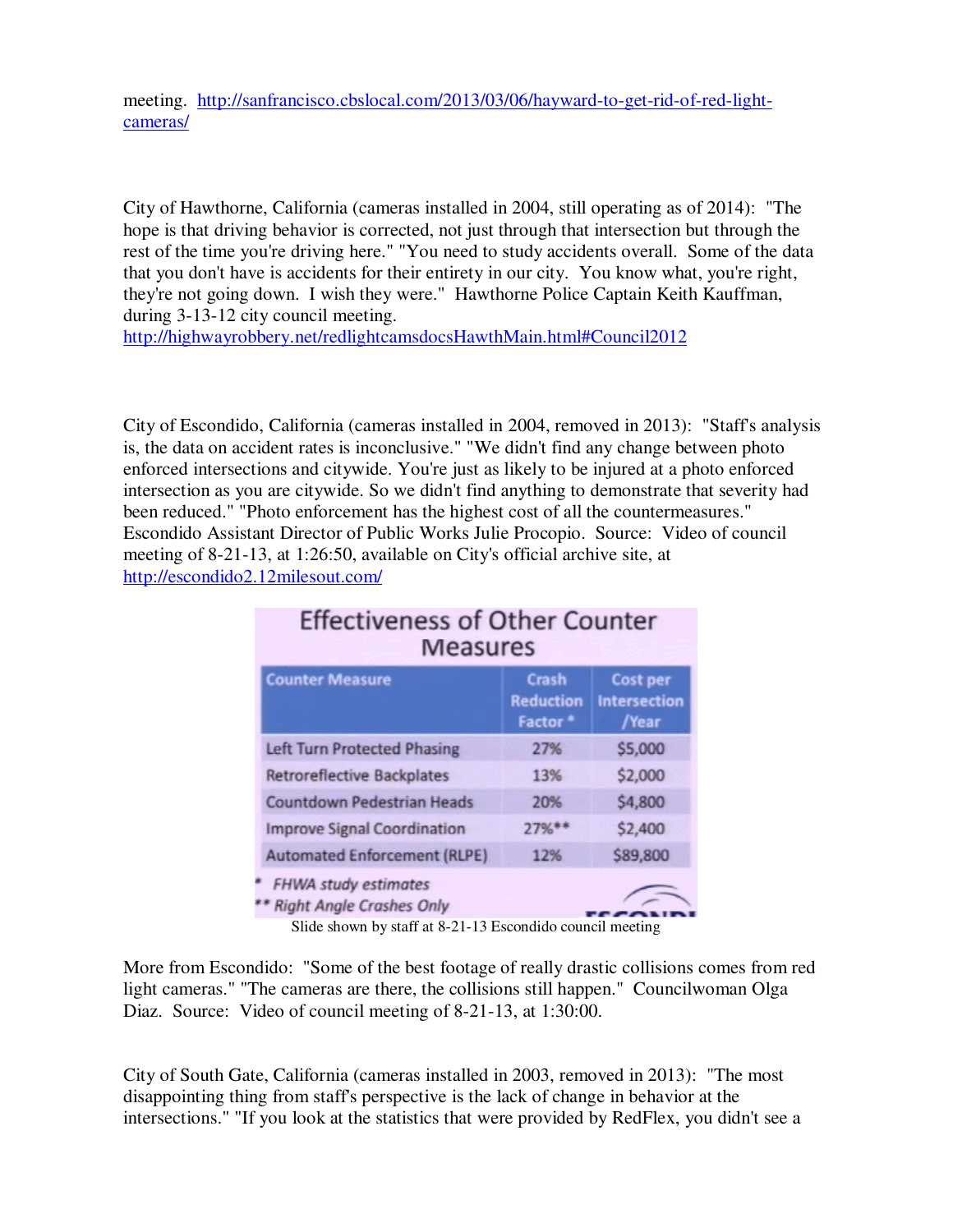meeting. [http://sanfrancisco.cbslocal.com/2013/03/06/hayward-to-get-rid-of-red-light-cameras/](http://sanfrancisco.cbslocal.com/2013/03/06/hayward-to-get-rid-of-red-light-cameras/)

City of Hawthorne, California (cameras installed in 2004, still operating as of 2014): "The hope is that driving behavior is corrected, not just through that intersection but through the rest of the time you're driving here." "You need to study accidents overall. Some of the data that you don't have is accidents for their entirety in our city. You know what, you're right, they're not going down. I wish they were." Hawthorne Police Captain Keith Kauffman, during 3-13-12 city council meeting.
[http://highwayrobbery.net/redlightcamsdocsHawthMain.html#Council2012](http://highwayrobbery.net/redlightcamsdocsHawthMain.html#Council2012)

City of Escondido, California (cameras installed in 2004, removed in 2013): "Staff's analysis is, the data on accident rates is inconclusive." "We didn't find any change between photo enforced intersections and citywide. You're just as likely to be injured at a photo enforced intersection as you are citywide. So we didn't find anything to demonstrate that severity had been reduced." "Photo enforcement has the highest cost of all the countermeasures." Escondido Assistant Director of Public Works Julie Procopio. Source: Video of council meeting of 8-21-13, at 1:26:50, available on City's official archive site, at [http://escondido2.12milesout.com/](http://escondido2.12milesout.com/)

**Effectiveness of Other Counter Measures**

| Counter Measure | Crash Reduction Factor * | Cost per Intersection /Year |
|---|---|---|
| Left Turn Protected Phasing | 27% | $5,000 |
| Retroreflective Backplates | 13% | $2,000 |
| Countdown Pedestrian Heads | 20% | $4,800 |
| Improve Signal Coordination | 27%** | $2,400 |
| Automated Enforcement (RLPE) | 12% | $89,800 |

*\* FHWA study estimates*
*\*\* Right Angle Crashes Only*

Slide shown by staff at 8-21-13 Escondido council meeting

More from Escondido: "Some of the best footage of really drastic collisions comes from red light cameras." "The cameras are there, the collisions still happen." Councilwoman Olga Diaz. Source: Video of council meeting of 8-21-13, at 1:30:00.

City of South Gate, California (cameras installed in 2003, removed in 2013): "The most disappointing thing from staff's perspective is the lack of change in behavior at the intersections." "If you look at the statistics that were provided by RedFlex, you didn't see a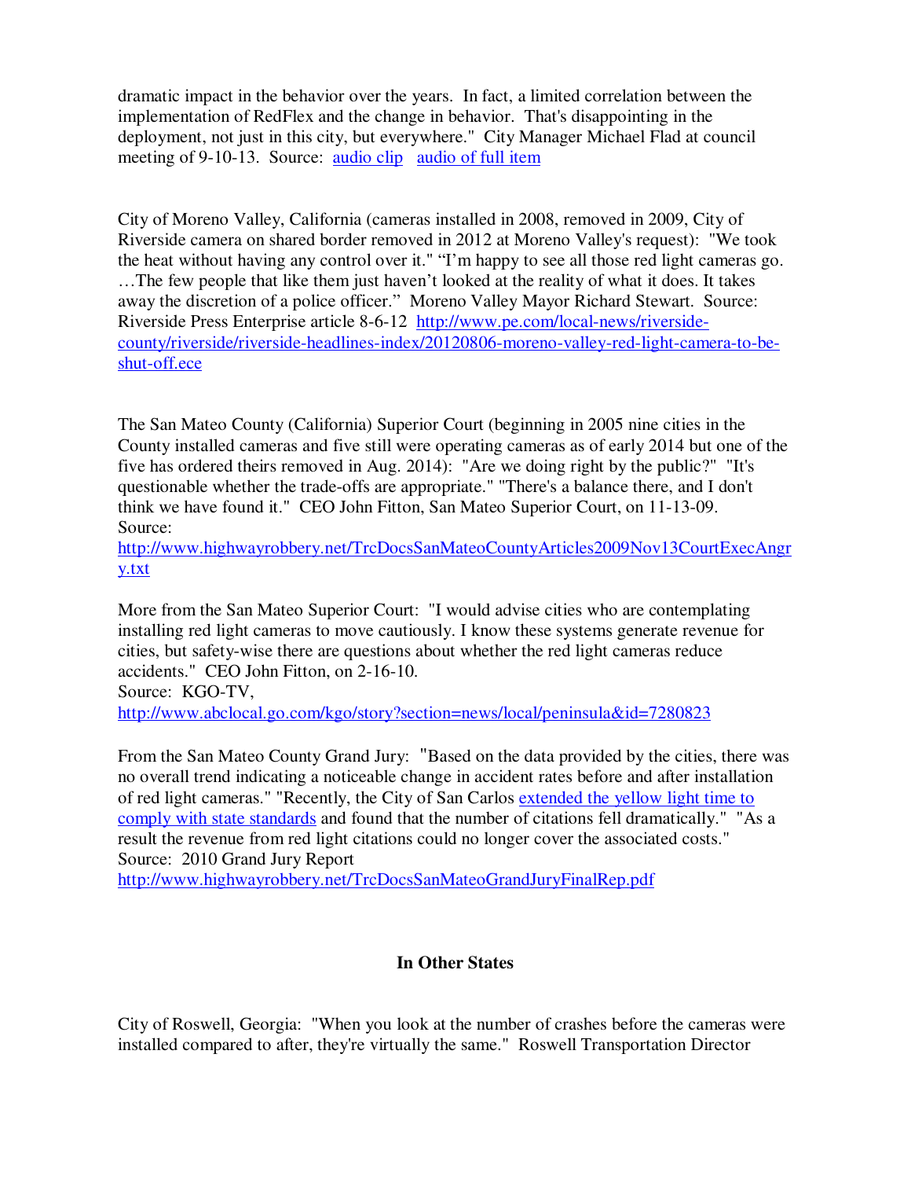dramatic impact in the behavior over the years. In fact, a limited correlation between the implementation of RedFlex and the change in behavior. That's disappointing in the deployment, not just in this city, but everywhere." City Manager Michael Flad at council meeting of 9-10-13. Source: [audio clip](#) [audio of full item](#)

City of Moreno Valley, California (cameras installed in 2008, removed in 2009, City of Riverside camera on shared border removed in 2012 at Moreno Valley's request): "We took the heat without having any control over it." "I'm happy to see all those red light cameras go. …The few people that like them just haven't looked at the reality of what it does. It takes away the discretion of a police officer." Moreno Valley Mayor Richard Stewart. Source: Riverside Press Enterprise article 8-6-12 http://www.pe.com/local-news/riverside-county/riverside/riverside-headlines-index/20120806-moreno-valley-red-light-camera-to-be-shut-off.ece

The San Mateo County (California) Superior Court (beginning in 2005 nine cities in the County installed cameras and five still were operating cameras as of early 2014 but one of the five has ordered theirs removed in Aug. 2014): "Are we doing right by the public?" "It's questionable whether the trade-offs are appropriate." "There's a balance there, and I don't think we have found it." CEO John Fitton, San Mateo Superior Court, on 11-13-09. Source: http://www.highwayrobbery.net/TrcDocsSanMateoCountyArticles2009Nov13CourtExecAngry.txt

More from the San Mateo Superior Court: "I would advise cities who are contemplating installing red light cameras to move cautiously. I know these systems generate revenue for cities, but safety-wise there are questions about whether the red light cameras reduce accidents." CEO John Fitton, on 2-16-10. Source: KGO-TV, http://www.abclocal.go.com/kgo/story?section=news/local/peninsula&id=7280823

From the San Mateo County Grand Jury: "Based on the data provided by the cities, there was no overall trend indicating a noticeable change in accident rates before and after installation of red light cameras." "Recently, the City of San Carlos [extended the yellow light time to comply with state standards](#) and found that the number of citations fell dramatically." "As a result the revenue from red light citations could no longer cover the associated costs." Source: 2010 Grand Jury Report http://www.highwayrobbery.net/TrcDocsSanMateoGrandJuryFinalRep.pdf

## In Other States

City of Roswell, Georgia: "When you look at the number of crashes before the cameras were installed compared to after, they're virtually the same." Roswell Transportation Director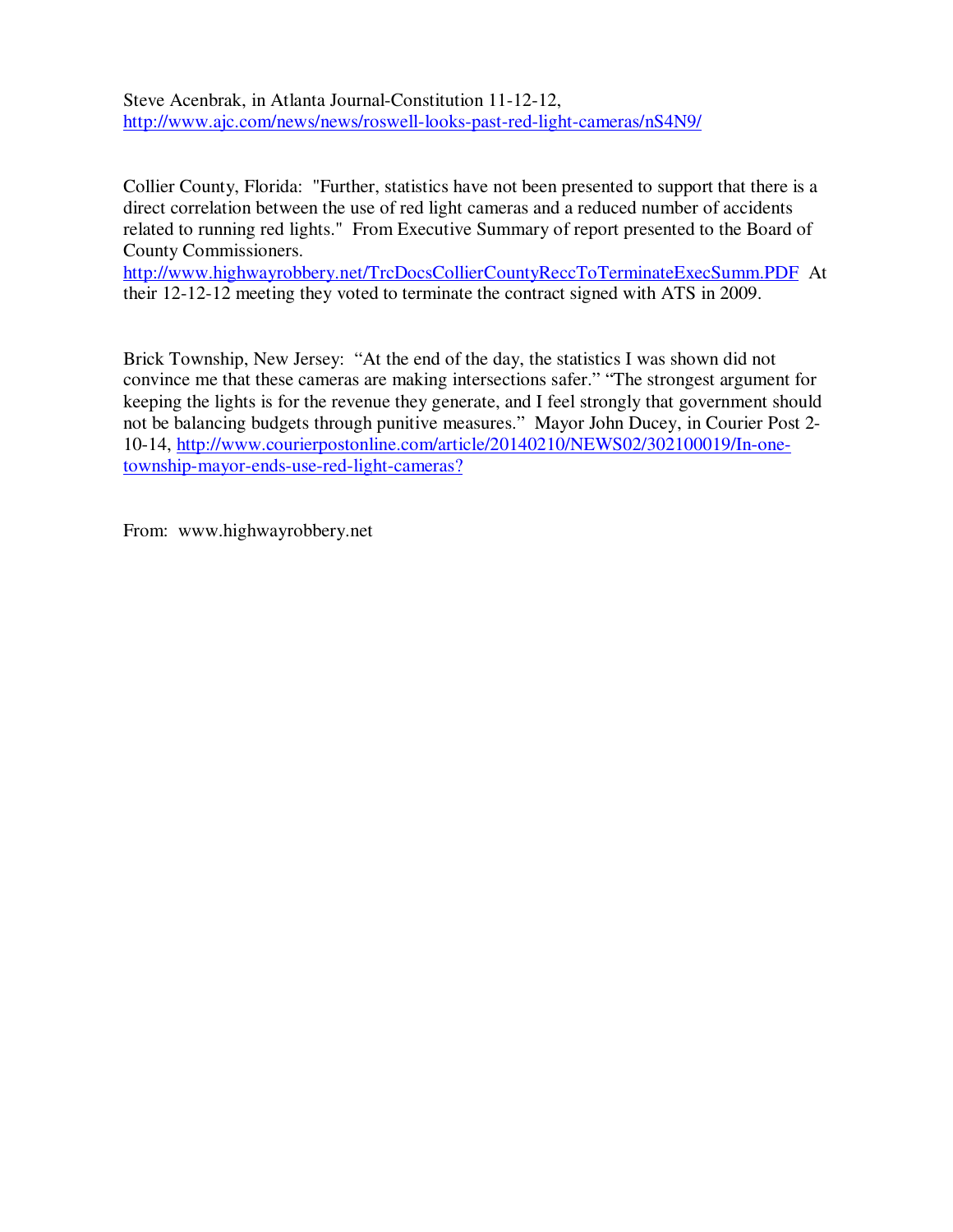Steve Acenbrak, in Atlanta Journal-Constitution 11-12-12, http://www.ajc.com/news/news/roswell-looks-past-red-light-cameras/nS4N9/

Collier County, Florida: "Further, statistics have not been presented to support that there is a direct correlation between the use of red light cameras and a reduced number of accidents related to running red lights." From Executive Summary of report presented to the Board of County Commissioners. http://www.highwayrobbery.net/TrcDocsCollierCountyReccToTerminateExecSumm.PDF At their 12-12-12 meeting they voted to terminate the contract signed with ATS in 2009.

Brick Township, New Jersey: "At the end of the day, the statistics I was shown did not convince me that these cameras are making intersections safer." "The strongest argument for keeping the lights is for the revenue they generate, and I feel strongly that government should not be balancing budgets through punitive measures." Mayor John Ducey, in Courier Post 2-10-14, http://www.courierpostonline.com/article/20140210/NEWS02/302100019/In-one-township-mayor-ends-use-red-light-cameras?

From: www.highwayrobbery.net